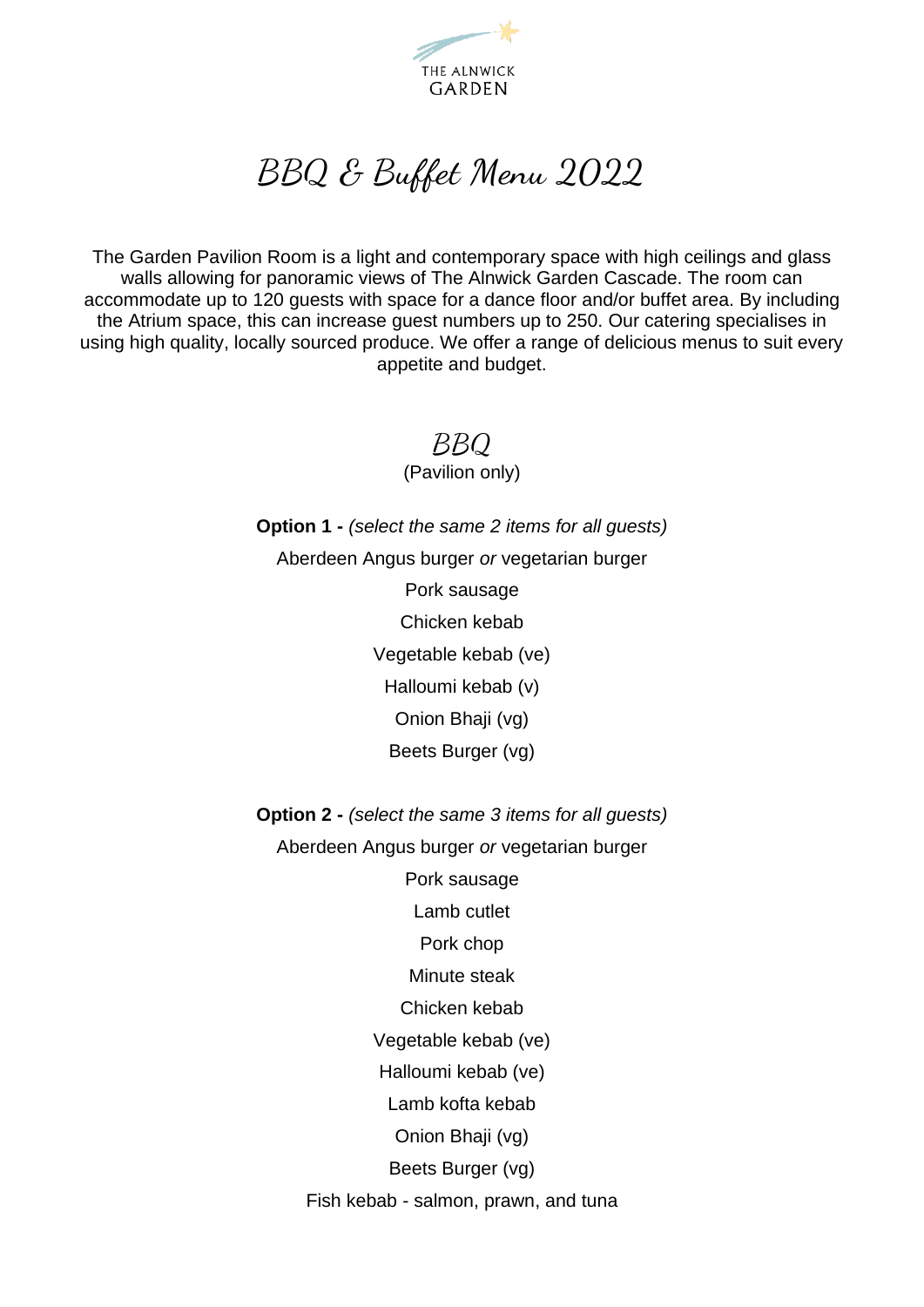THE ALNWICK GARDEN

# BBQ & Buffet Menu 2022

The Garden Pavilion Room is a light and contemporary space with high ceilings and glass walls allowing for panoramic views of The Alnwick Garden Cascade. The room can accommodate up to 120 guests with space for a dance floor and/or buffet area. By including the Atrium space, this can increase guest numbers up to 250. Our catering specialises in using high quality, locally sourced produce. We offer a range of delicious menus to suit every appetite and budget.

## BBQ

(Pavilion only)

**Option 1 -** *(select the same 2 items for all guests)*

Aberdeen Angus burger *or* vegetarian burger

Pork sausage

Chicken kebab

Vegetable kebab (ve)

Halloumi kebab (v)

Onion Bhaji (vg)

Beets Burger (vg)

**Option 2 -** *(select the same 3 items for all guests)*

Aberdeen Angus burger *or* vegetarian burger

Pork sausage

Lamb cutlet

Pork chop

Minute steak

Chicken kebab

Vegetable kebab (ve)

Halloumi kebab (ve)

Lamb kofta kebab

Onion Bhaji (vg)

Beets Burger (vg)

Fish kebab - salmon, prawn, and tuna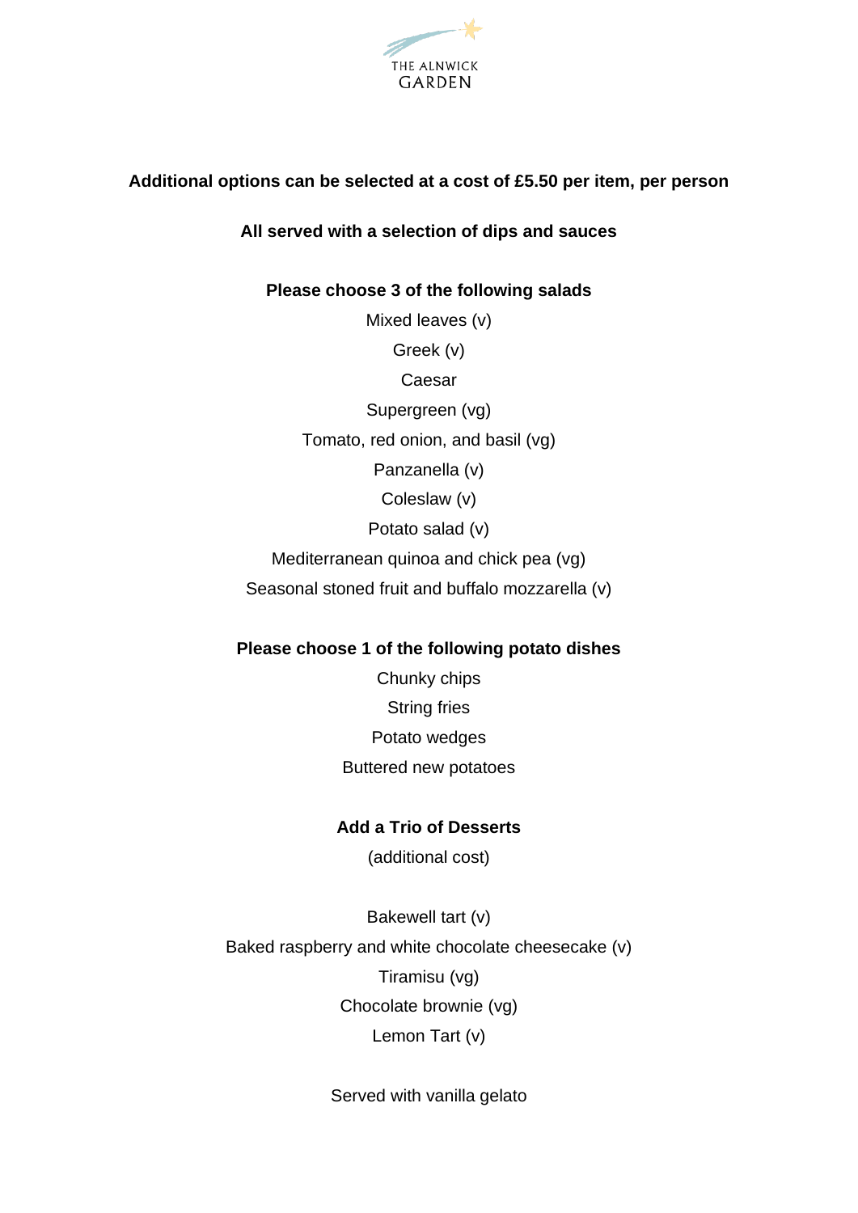THE ALNWICK GARDEN

**Additional options can be selected at a cost of £5.50 per item, per person**

**All served with a selection of dips and sauces**

**Please choose 3 of the following salads**

Mixed leaves (v)

Greek (v)

Caesar

Supergreen (vg)

Tomato, red onion, and basil (vg)

Panzanella (v)

Coleslaw (v)

Potato salad (v)

Mediterranean quinoa and chick pea (vg)

Seasonal stoned fruit and buffalo mozzarella (v)

**Please choose 1 of the following potato dishes**

Chunky chips

String fries

Potato wedges

Buttered new potatoes

**Add a Trio of Desserts**

(additional cost)

Bakewell tart (v)

Baked raspberry and white chocolate cheesecake (v)

Tiramisu (vg)

Chocolate brownie (vg)

Lemon Tart (v)

Served with vanilla gelato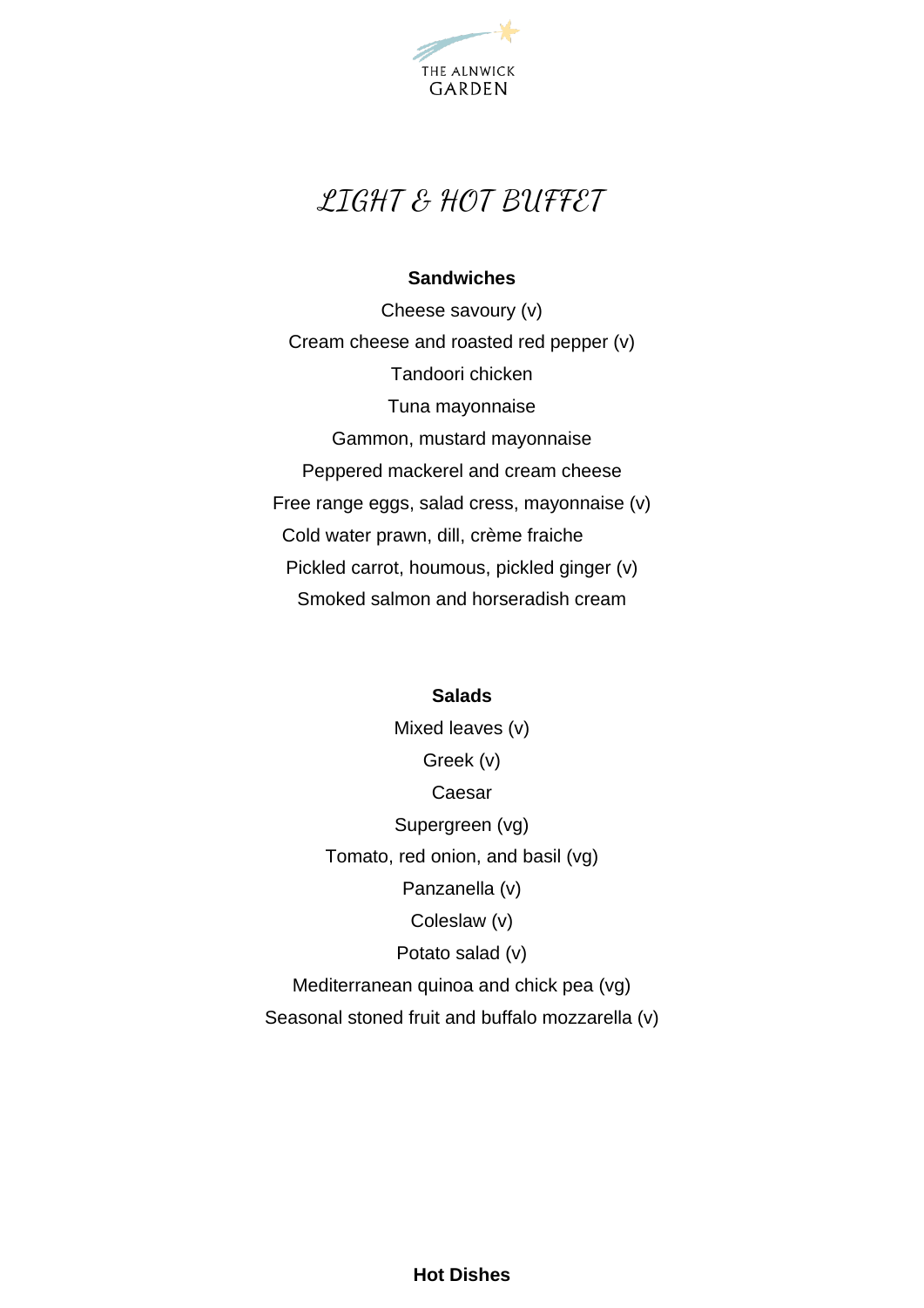THE ALNWICK GARDEN

# LIGHT & HOT BUFFET

**Sandwiches**

Cheese savoury (v)

Cream cheese and roasted red pepper (v)

Tandoori chicken

Tuna mayonnaise

Gammon, mustard mayonnaise

Peppered mackerel and cream cheese

Free range eggs, salad cress, mayonnaise (v)

Cold water prawn, dill, crème fraiche

Pickled carrot, houmous, pickled ginger (v)

Smoked salmon and horseradish cream

**Salads**

Mixed leaves (v)

Greek (v)

Caesar

Supergreen (vg)

Tomato, red onion, and basil (vg)

Panzanella (v)

Coleslaw (v)

Potato salad (v)

Mediterranean quinoa and chick pea (vg)

Seasonal stoned fruit and buffalo mozzarella (v)

**Hot Dishes**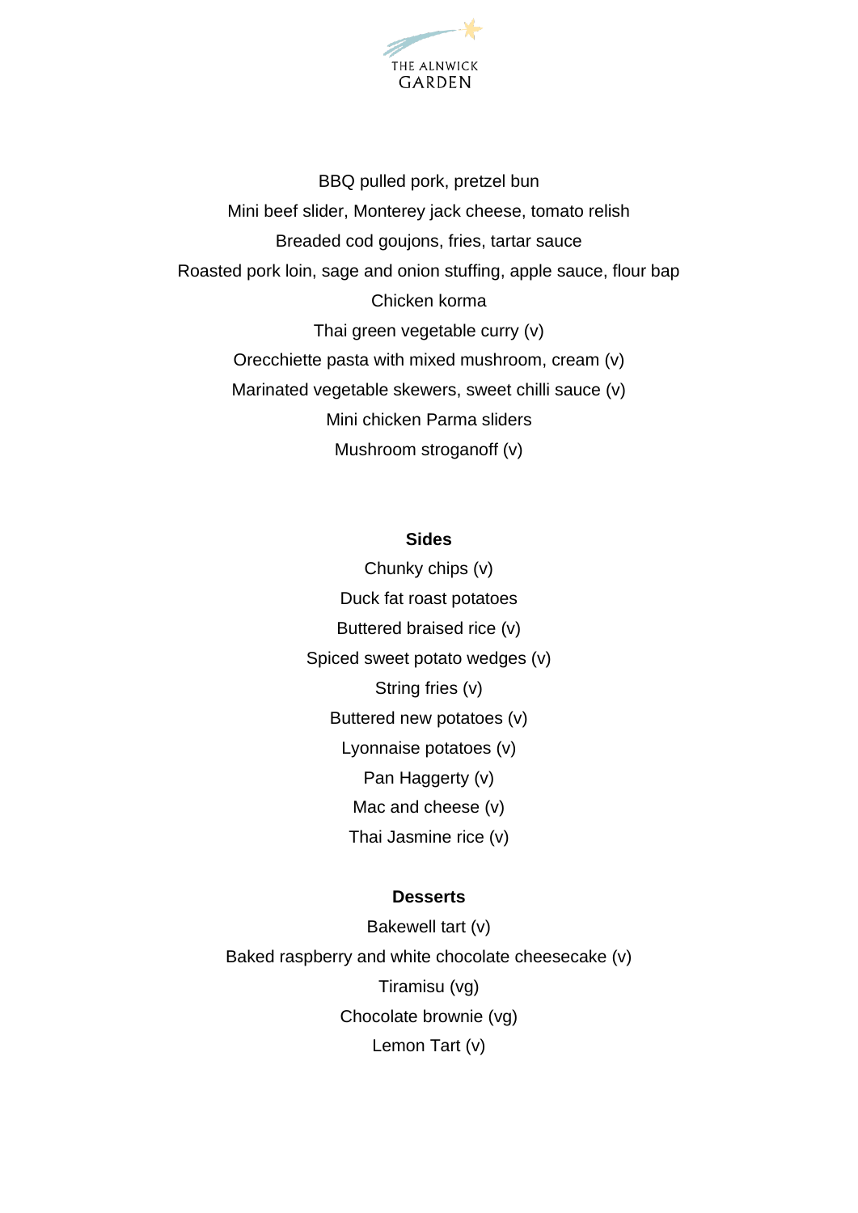THE ALNWICK GARDEN

BBQ pulled pork, pretzel bun

Mini beef slider, Monterey jack cheese, tomato relish

Breaded cod goujons, fries, tartar sauce

Roasted pork loin, sage and onion stuffing, apple sauce, flour bap

Chicken korma

Thai green vegetable curry (v)

Orecchiette pasta with mixed mushroom, cream (v)

Marinated vegetable skewers, sweet chilli sauce (v)

Mini chicken Parma sliders

Mushroom stroganoff (v)

**Sides**

Chunky chips (v)

Duck fat roast potatoes

Buttered braised rice (v)

Spiced sweet potato wedges (v)

String fries (v)

Buttered new potatoes (v)

Lyonnaise potatoes (v)

Pan Haggerty (v)

Mac and cheese (v)

Thai Jasmine rice (v)

**Desserts**

Bakewell tart (v)

Baked raspberry and white chocolate cheesecake (v)

Tiramisu (vg)

Chocolate brownie (vg)

Lemon Tart (v)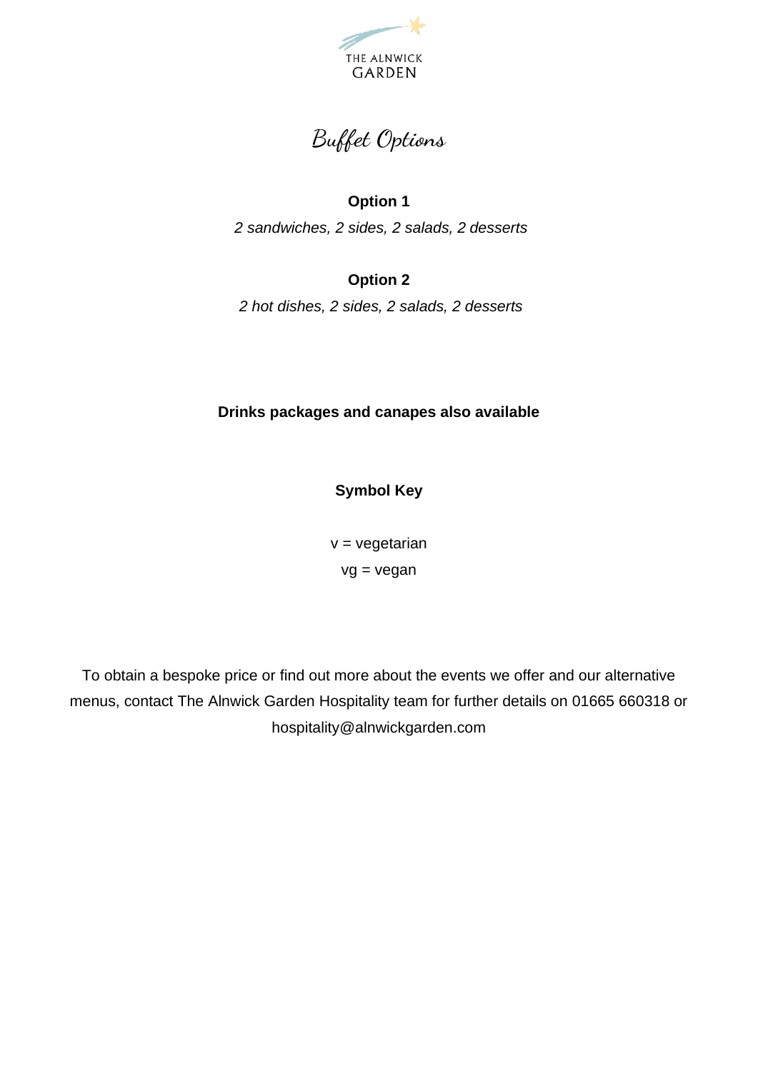THE ALNWICK GARDEN

# Buffet Options

**Option 1**

*2 sandwiches, 2 sides, 2 salads, 2 desserts*

**Option 2**

*2 hot dishes, 2 sides, 2 salads, 2 desserts*

**Drinks packages and canapes also available**

**Symbol Key**

v = vegetarian

vg = vegan

To obtain a bespoke price or find out more about the events we offer and our alternative menus, contact The Alnwick Garden Hospitality team for further details on 01665 660318 or hospitality@alnwickgarden.com